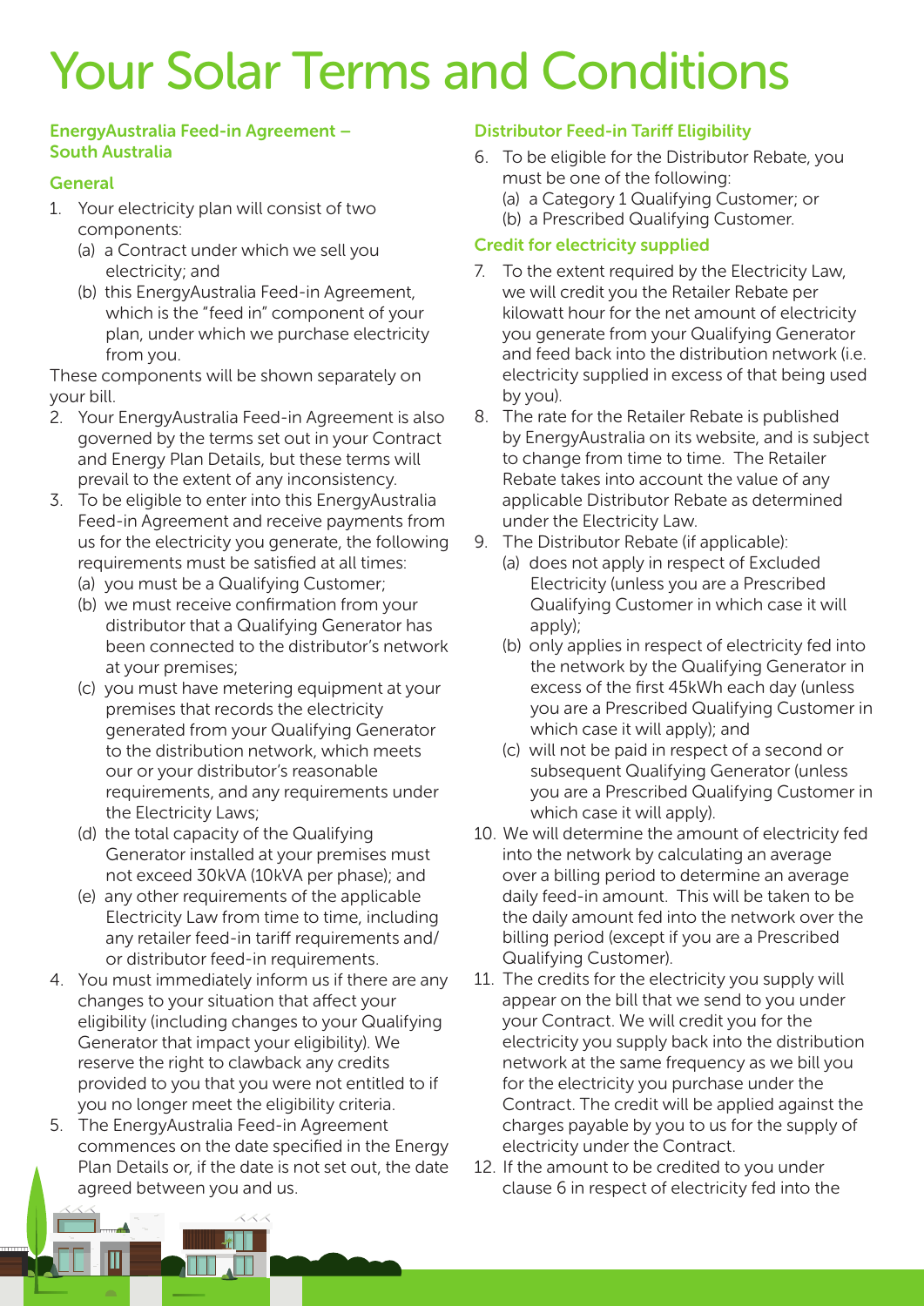# Your Solar Terms and Conditions

## EnergyAustralia Feed-in Agreement – South Australia

### General

1. Your electricity plan will consist of two components:
   (a) a Contract under which we sell you electricity; and
   (b) this EnergyAustralia Feed-in Agreement, which is the "feed in" component of your plan, under which we purchase electricity from you.

These components will be shown separately on your bill.

2. Your EnergyAustralia Feed-in Agreement is also governed by the terms set out in your Contract and Energy Plan Details, but these terms will prevail to the extent of any inconsistency.
3. To be eligible to enter into this EnergyAustralia Feed-in Agreement and receive payments from us for the electricity you generate, the following requirements must be satisfied at all times:
   (a) you must be a Qualifying Customer;
   (b) we must receive confirmation from your distributor that a Qualifying Generator has been connected to the distributor's network at your premises;
   (c) you must have metering equipment at your premises that records the electricity generated from your Qualifying Generator to the distribution network, which meets our or your distributor's reasonable requirements, and any requirements under the Electricity Laws;
   (d) the total capacity of the Qualifying Generator installed at your premises must not exceed 30kVA (10kVA per phase); and
   (e) any other requirements of the applicable Electricity Law from time to time, including any retailer feed-in tariff requirements and/or distributor feed-in requirements.
4. You must immediately inform us if there are any changes to your situation that affect your eligibility (including changes to your Qualifying Generator that impact your eligibility). We reserve the right to clawback any credits provided to you that you were not entitled to if you no longer meet the eligibility criteria.
5. The EnergyAustralia Feed-in Agreement commences on the date specified in the Energy Plan Details or, if the date is not set out, the date agreed between you and us.

### Distributor Feed-in Tariff Eligibility

6. To be eligible for the Distributor Rebate, you must be one of the following:
   (a) a Category 1 Qualifying Customer; or
   (b) a Prescribed Qualifying Customer.

### Credit for electricity supplied

7. To the extent required by the Electricity Law, we will credit you the Retailer Rebate per kilowatt hour for the net amount of electricity you generate from your Qualifying Generator and feed back into the distribution network (i.e. electricity supplied in excess of that being used by you).
8. The rate for the Retailer Rebate is published by EnergyAustralia on its website, and is subject to change from time to time. The Retailer Rebate takes into account the value of any applicable Distributor Rebate as determined under the Electricity Law.
9. The Distributor Rebate (if applicable):
   (a) does not apply in respect of Excluded Electricity (unless you are a Prescribed Qualifying Customer in which case it will apply);
   (b) only applies in respect of electricity fed into the network by the Qualifying Generator in excess of the first 45kWh each day (unless you are a Prescribed Qualifying Customer in which case it will apply); and
   (c) will not be paid in respect of a second or subsequent Qualifying Generator (unless you are a Prescribed Qualifying Customer in which case it will apply).
10. We will determine the amount of electricity fed into the network by calculating an average over a billing period to determine an average daily feed-in amount. This will be taken to be the daily amount fed into the network over the billing period (except if you are a Prescribed Qualifying Customer).
11. The credits for the electricity you supply will appear on the bill that we send to you under your Contract. We will credit you for the electricity you supply back into the distribution network at the same frequency as we bill you for the electricity you purchase under the Contract. The credit will be applied against the charges payable by you to us for the supply of electricity under the Contract.
12. If the amount to be credited to you under clause 6 in respect of electricity fed into the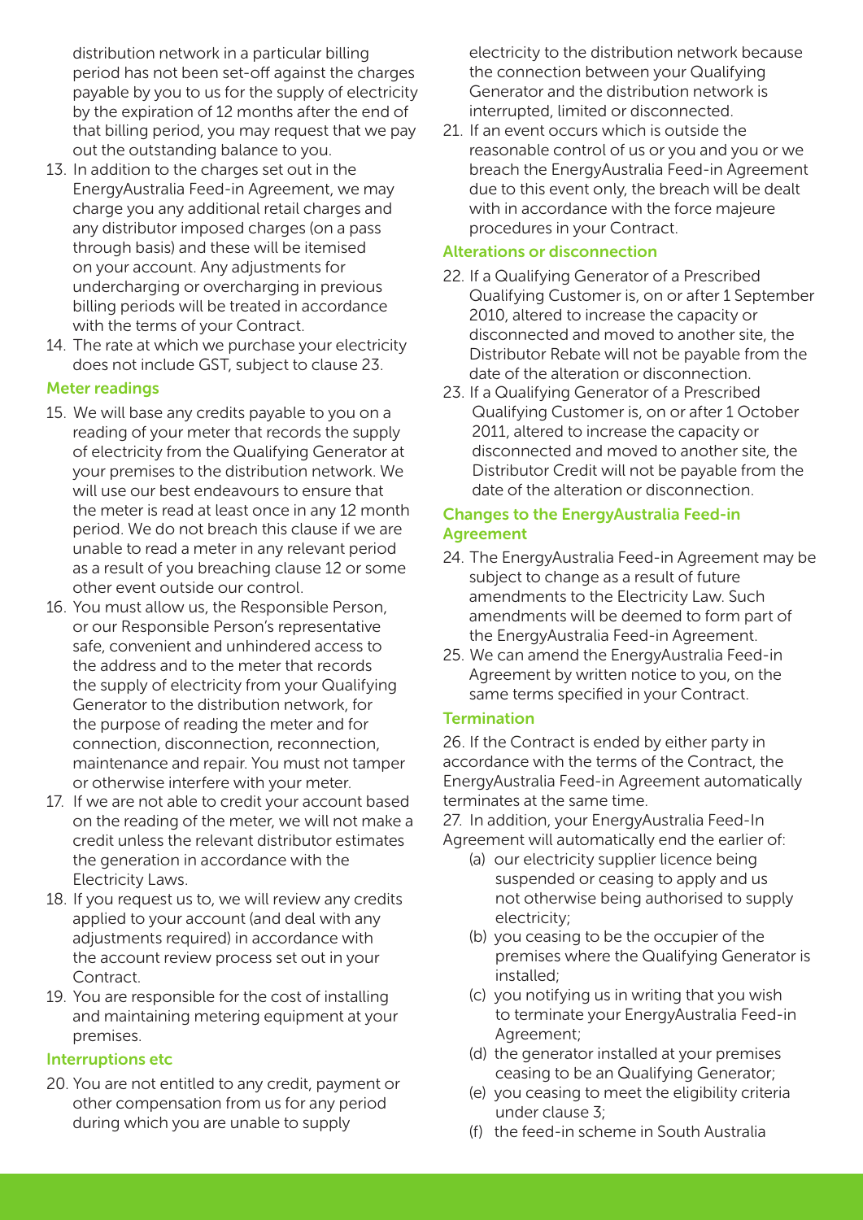distribution network in a particular billing period has not been set-off against the charges payable by you to us for the supply of electricity by the expiration of 12 months after the end of that billing period, you may request that we pay out the outstanding balance to you.

13. In addition to the charges set out in the EnergyAustralia Feed-in Agreement, we may charge you any additional retail charges and any distributor imposed charges (on a pass through basis) and these will be itemised on your account. Any adjustments for undercharging or overcharging in previous billing periods will be treated in accordance with the terms of your Contract.
14. The rate at which we purchase your electricity does not include GST, subject to clause 23.

### Meter readings

15. We will base any credits payable to you on a reading of your meter that records the supply of electricity from the Qualifying Generator at your premises to the distribution network. We will use our best endeavours to ensure that the meter is read at least once in any 12 month period. We do not breach this clause if we are unable to read a meter in any relevant period as a result of you breaching clause 12 or some other event outside our control.
16. You must allow us, the Responsible Person, or our Responsible Person's representative safe, convenient and unhindered access to the address and to the meter that records the supply of electricity from your Qualifying Generator to the distribution network, for the purpose of reading the meter and for connection, disconnection, reconnection, maintenance and repair. You must not tamper or otherwise interfere with your meter.
17. If we are not able to credit your account based on the reading of the meter, we will not make a credit unless the relevant distributor estimates the generation in accordance with the Electricity Laws.
18. If you request us to, we will review any credits applied to your account (and deal with any adjustments required) in accordance with the account review process set out in your Contract.
19. You are responsible for the cost of installing and maintaining metering equipment at your premises.

### Interruptions etc

20. You are not entitled to any credit, payment or other compensation from us for any period during which you are unable to supply electricity to the distribution network because the connection between your Qualifying Generator and the distribution network is interrupted, limited or disconnected.
21. If an event occurs which is outside the reasonable control of us or you and you or we breach the EnergyAustralia Feed-in Agreement due to this event only, the breach will be dealt with in accordance with the force majeure procedures in your Contract.

### Alterations or disconnection

22. If a Qualifying Generator of a Prescribed Qualifying Customer is, on or after 1 September 2010, altered to increase the capacity or disconnected and moved to another site, the Distributor Rebate will not be payable from the date of the alteration or disconnection.
23. If a Qualifying Generator of a Prescribed Qualifying Customer is, on or after 1 October 2011, altered to increase the capacity or disconnected and moved to another site, the Distributor Credit will not be payable from the date of the alteration or disconnection.

### Changes to the EnergyAustralia Feed-in Agreement

24. The EnergyAustralia Feed-in Agreement may be subject to change as a result of future amendments to the Electricity Law. Such amendments will be deemed to form part of the EnergyAustralia Feed-in Agreement.
25. We can amend the EnergyAustralia Feed-in Agreement by written notice to you, on the same terms specified in your Contract.

### Termination

26. If the Contract is ended by either party in accordance with the terms of the Contract, the EnergyAustralia Feed-in Agreement automatically terminates at the same time.

27. In addition, your EnergyAustralia Feed-In Agreement will automatically end the earlier of:

   (a) our electricity supplier licence being suspended or ceasing to apply and us not otherwise being authorised to supply electricity;
   (b) you ceasing to be the occupier of the premises where the Qualifying Generator is installed;
   (c) you notifying us in writing that you wish to terminate your EnergyAustralia Feed-in Agreement;
   (d) the generator installed at your premises ceasing to be an Qualifying Generator;
   (e) you ceasing to meet the eligibility criteria under clause 3;
   (f) the feed-in scheme in South Australia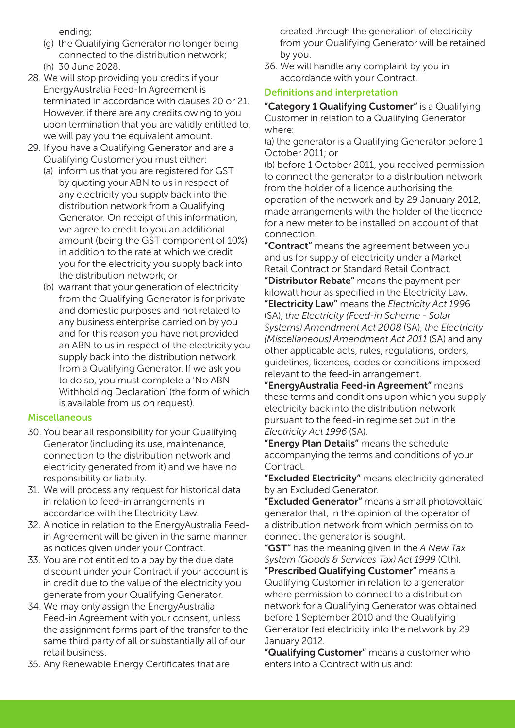ending;

(g) the Qualifying Generator no longer being connected to the distribution network;

(h) 30 June 2028.

28. We will stop providing you credits if your EnergyAustralia Feed-In Agreement is terminated in accordance with clauses 20 or 21. However, if there are any credits owing to you upon termination that you are validly entitled to, we will pay you the equivalent amount.
29. If you have a Qualifying Generator and are a Qualifying Customer you must either:
    (a) inform us that you are registered for GST by quoting your ABN to us in respect of any electricity you supply back into the distribution network from a Qualifying Generator. On receipt of this information, we agree to credit to you an additional amount (being the GST component of 10%) in addition to the rate at which we credit you for the electricity you supply back into the distribution network; or
    (b) warrant that your generation of electricity from the Qualifying Generator is for private and domestic purposes and not related to any business enterprise carried on by you and for this reason you have not provided an ABN to us in respect of the electricity you supply back into the distribution network from a Qualifying Generator. If we ask you to do so, you must complete a 'No ABN Withholding Declaration' (the form of which is available from us on request).

### Miscellaneous

30. You bear all responsibility for your Qualifying Generator (including its use, maintenance, connection to the distribution network and electricity generated from it) and we have no responsibility or liability.
31. We will process any request for historical data in relation to feed-in arrangements in accordance with the Electricity Law.
32. A notice in relation to the EnergyAustralia Feed-in Agreement will be given in the same manner as notices given under your Contract.
33. You are not entitled to a pay by the due date discount under your Contract if your account is in credit due to the value of the electricity you generate from your Qualifying Generator.
34. We may only assign the EnergyAustralia Feed-in Agreement with your consent, unless the assignment forms part of the transfer to the same third party of all or substantially all of our retail business.
35. Any Renewable Energy Certificates that are created through the generation of electricity from your Qualifying Generator will be retained by you.
36. We will handle any complaint by you in accordance with your Contract.

### Definitions and interpretation

**"Category 1 Qualifying Customer"** is a Qualifying Customer in relation to a Qualifying Generator where:

(a) the generator is a Qualifying Generator before 1 October 2011; or

(b) before 1 October 2011, you received permission to connect the generator to a distribution network from the holder of a licence authorising the operation of the network and by 29 January 2012, made arrangements with the holder of the licence for a new meter to be installed on account of that connection.

**"Contract"** means the agreement between you and us for supply of electricity under a Market Retail Contract or Standard Retail Contract.

**"Distributor Rebate"** means the payment per kilowatt hour as specified in the Electricity Law.

**"Electricity Law"** means the *Electricity Act 1996* (SA), *the Electricity (Feed-in Scheme - Solar Systems) Amendment Act 2008* (SA), *the Electricity (Miscellaneous) Amendment Act 2011* (SA) and any other applicable acts, rules, regulations, orders, guidelines, licences, codes or conditions imposed relevant to the feed-in arrangement.

**"EnergyAustralia Feed-in Agreement"** means these terms and conditions upon which you supply electricity back into the distribution network pursuant to the feed-in regime set out in the *Electricity Act 1996* (SA).

**"Energy Plan Details"** means the schedule accompanying the terms and conditions of your Contract.

**"Excluded Electricity"** means electricity generated by an Excluded Generator.

**"Excluded Generator"** means a small photovoltaic generator that, in the opinion of the operator of a distribution network from which permission to connect the generator is sought.

**"GST"** has the meaning given in the *A New Tax System (Goods & Services Tax) Act 1999* (Cth).

**"Prescribed Qualifying Customer"** means a Qualifying Customer in relation to a generator where permission to connect to a distribution network for a Qualifying Generator was obtained before 1 September 2010 and the Qualifying Generator fed electricity into the network by 29 January 2012.

**"Qualifying Customer"** means a customer who enters into a Contract with us and: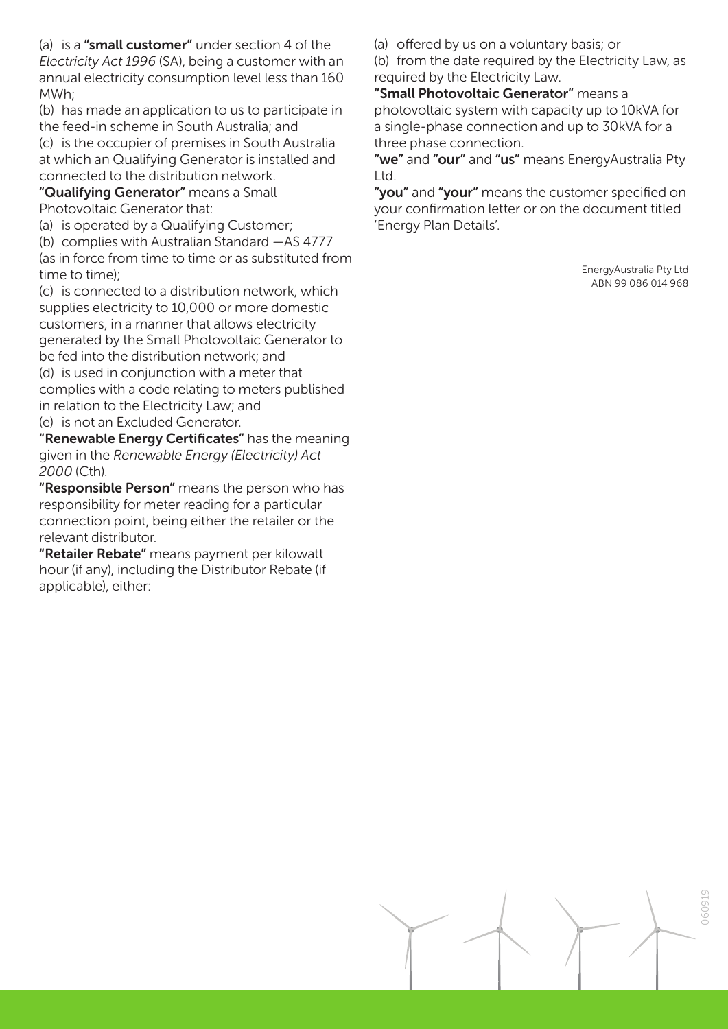(a) is a **"small customer"** under section 4 of the *Electricity Act 1996* (SA), being a customer with an annual electricity consumption level less than 160 MWh;

(b) has made an application to us to participate in the feed-in scheme in South Australia; and

(c) is the occupier of premises in South Australia at which an Qualifying Generator is installed and connected to the distribution network.

**"Qualifying Generator"** means a Small Photovoltaic Generator that:

(a) is operated by a Qualifying Customer;

(b) complies with Australian Standard —AS 4777 (as in force from time to time or as substituted from time to time);

(c) is connected to a distribution network, which supplies electricity to 10,000 or more domestic customers, in a manner that allows electricity generated by the Small Photovoltaic Generator to be fed into the distribution network; and

(d) is used in conjunction with a meter that complies with a code relating to meters published in relation to the Electricity Law; and

(e) is not an Excluded Generator.

**"Renewable Energy Certificates"** has the meaning given in the *Renewable Energy (Electricity) Act 2000* (Cth).

**"Responsible Person"** means the person who has responsibility for meter reading for a particular connection point, being either the retailer or the relevant distributor.

**"Retailer Rebate"** means payment per kilowatt hour (if any), including the Distributor Rebate (if applicable), either:

(a) offered by us on a voluntary basis; or

(b) from the date required by the Electricity Law, as required by the Electricity Law.

**"Small Photovoltaic Generator"** means a photovoltaic system with capacity up to 10kVA for a single-phase connection and up to 30kVA for a three phase connection.

**"we"** and **"our"** and **"us"** means EnergyAustralia Pty Ltd.

**"you"** and **"your"** means the customer specified on your confirmation letter or on the document titled 'Energy Plan Details'.

EnergyAustralia Pty Ltd
ABN 99 086 014 968

060919